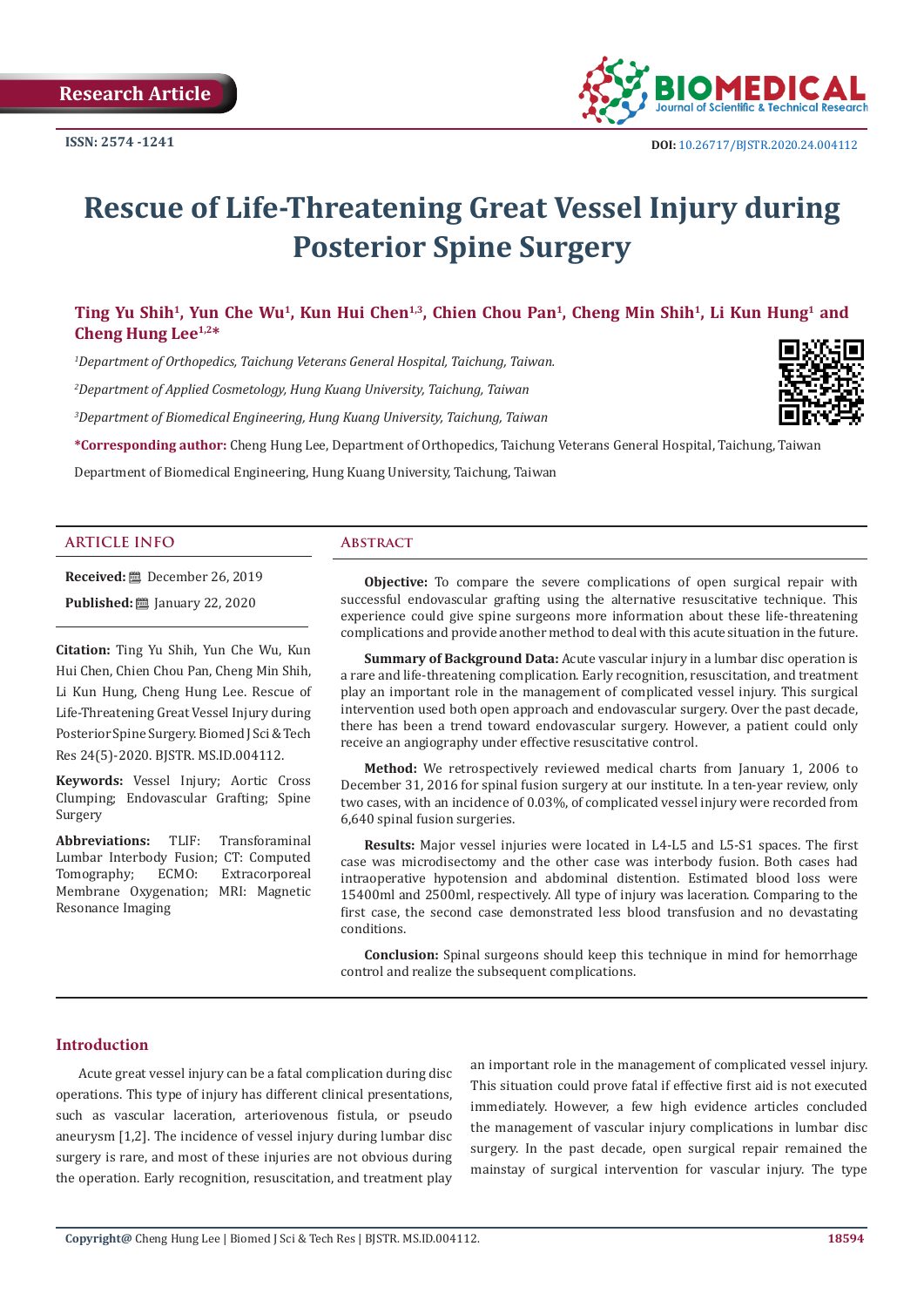Research Article

ISSN: 2574 -1241

DOI: 10.26717/BJSTR.2020.24.004112

# Rescue of Life-Threatening Great Vessel Injury during Posterior Spine Surgery

**Ting Yu Shih[1], Yun Che Wu[1], Kun Hui Chen[1,3], Chien Chou Pan[1], Cheng Min Shih[1], Li Kun Hung[1] and Cheng Hung Lee[1,2]***

[1]*Department of Orthopedics, Taichung Veterans General Hospital, Taichung, Taiwan.*

[2]*Department of Applied Cosmetology, Hung Kuang University, Taichung, Taiwan*

[3]*Department of Biomedical Engineering, Hung Kuang University, Taichung, Taiwan*

***Corresponding author:** Cheng Hung Lee, Department of Orthopedics, Taichung Veterans General Hospital, Taichung, Taiwan

Department of Biomedical Engineering, Hung Kuang University, Taichung, Taiwan

## Article Info

**Received:** December 26, 2019

**Published:** January 22, 2020

**Citation:** Ting Yu Shih, Yun Che Wu, Kun Hui Chen, Chien Chou Pan, Cheng Min Shih, Li Kun Hung, Cheng Hung Lee. Rescue of Life-Threatening Great Vessel Injury during Posterior Spine Surgery. Biomed J Sci & Tech Res 24(5)-2020. BJSTR. MS.ID.004112.

**Keywords:** Vessel Injury; Aortic Cross Clumping; Endovascular Grafting; Spine Surgery

**Abbreviations:** TLIF: Transforaminal Lumbar Interbody Fusion; CT: Computed Tomography; ECMO: Extracorporeal Membrane Oxygenation; MRI: Magnetic Resonance Imaging

## Abstract

**Objective:** To compare the severe complications of open surgical repair with successful endovascular grafting using the alternative resuscitative technique. This experience could give spine surgeons more information about these life-threatening complications and provide another method to deal with this acute situation in the future.

**Summary of Background Data:** Acute vascular injury in a lumbar disc operation is a rare and life-threatening complication. Early recognition, resuscitation, and treatment play an important role in the management of complicated vessel injury. This surgical intervention used both open approach and endovascular surgery. Over the past decade, there has been a trend toward endovascular surgery. However, a patient could only receive an angiography under effective resuscitative control.

**Method:** We retrospectively reviewed medical charts from January 1, 2006 to December 31, 2016 for spinal fusion surgery at our institute. In a ten-year review, only two cases, with an incidence of 0.03%, of complicated vessel injury were recorded from 6,640 spinal fusion surgeries.

**Results:** Major vessel injuries were located in L4-L5 and L5-S1 spaces. The first case was microdisectomy and the other case was interbody fusion. Both cases had intraoperative hypotension and abdominal distention. Estimated blood loss were 15400ml and 2500ml, respectively. All type of injury was laceration. Comparing to the first case, the second case demonstrated less blood transfusion and no devastating conditions.

**Conclusion:** Spinal surgeons should keep this technique in mind for hemorrhage control and realize the subsequent complications.

## Introduction

Acute great vessel injury can be a fatal complication during disc operations. This type of injury has different clinical presentations, such as vascular laceration, arteriovenous fistula, or pseudo aneurysm [1,2]. The incidence of vessel injury during lumbar disc surgery is rare, and most of these injuries are not obvious during the operation. Early recognition, resuscitation, and treatment play an important role in the management of complicated vessel injury. This situation could prove fatal if effective first aid is not executed immediately. However, a few high evidence articles concluded the management of vascular injury complications in lumbar disc surgery. In the past decade, open surgical repair remained the mainstay of surgical intervention for vascular injury. The type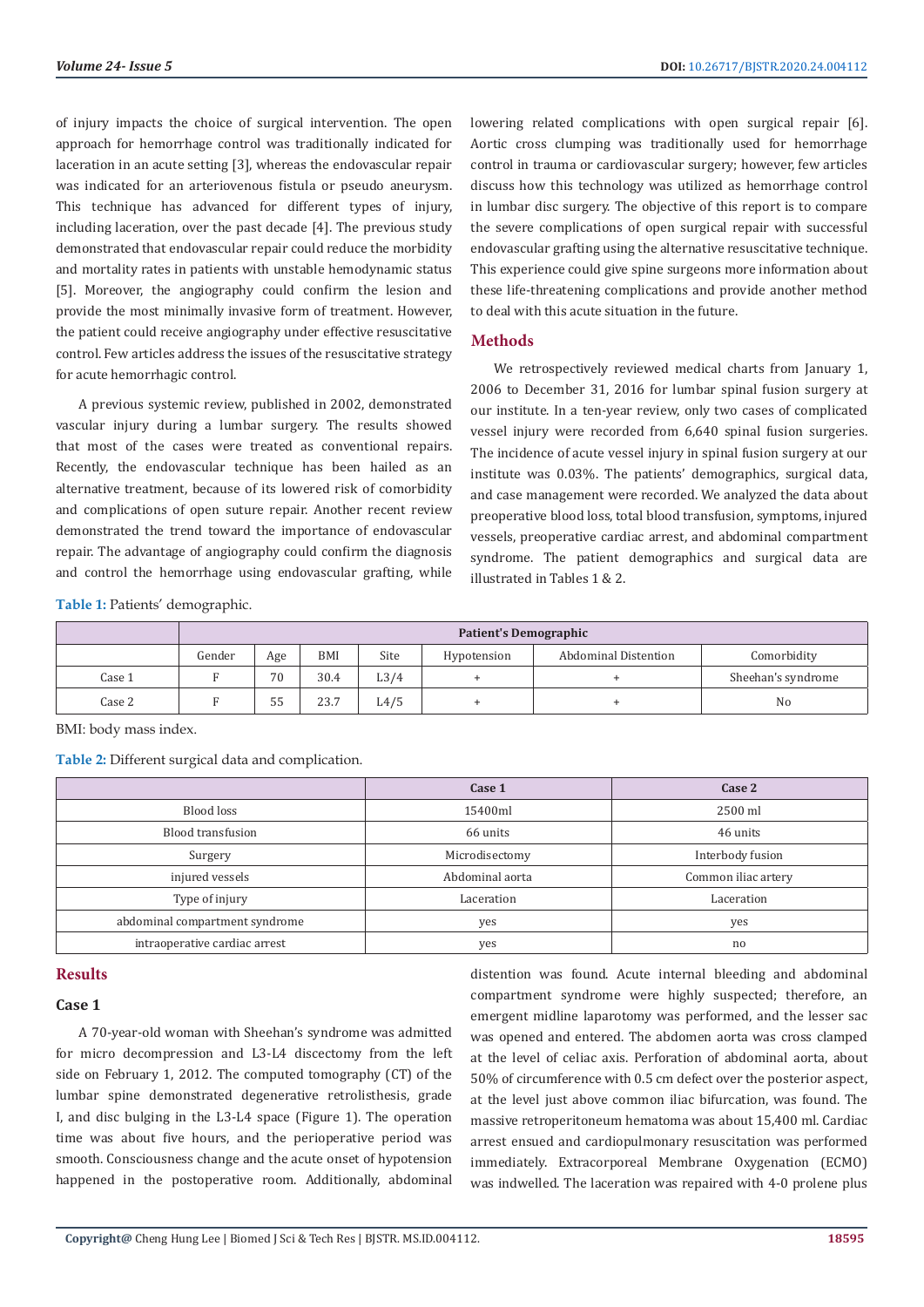of injury impacts the choice of surgical intervention. The open approach for hemorrhage control was traditionally indicated for laceration in an acute setting [3], whereas the endovascular repair was indicated for an arteriovenous fistula or pseudo aneurysm. This technique has advanced for different types of injury, including laceration, over the past decade [4]. The previous study demonstrated that endovascular repair could reduce the morbidity and mortality rates in patients with unstable hemodynamic status [5]. Moreover, the angiography could confirm the lesion and provide the most minimally invasive form of treatment. However, the patient could receive angiography under effective resuscitative control. Few articles address the issues of the resuscitative strategy for acute hemorrhagic control.

A previous systemic review, published in 2002, demonstrated vascular injury during a lumbar surgery. The results showed that most of the cases were treated as conventional repairs. Recently, the endovascular technique has been hailed as an alternative treatment, because of its lowered risk of comorbidity and complications of open suture repair. Another recent review demonstrated the trend toward the importance of endovascular repair. The advantage of angiography could confirm the diagnosis and control the hemorrhage using endovascular grafting, while lowering related complications with open surgical repair [6]. Aortic cross clumping was traditionally used for hemorrhage control in trauma or cardiovascular surgery; however, few articles discuss how this technology was utilized as hemorrhage control in lumbar disc surgery. The objective of this report is to compare the severe complications of open surgical repair with successful endovascular grafting using the alternative resuscitative technique. This experience could give spine surgeons more information about these life-threatening complications and provide another method to deal with this acute situation in the future.

## Methods

We retrospectively reviewed medical charts from January 1, 2006 to December 31, 2016 for lumbar spinal fusion surgery at our institute. In a ten-year review, only two cases of complicated vessel injury were recorded from 6,640 spinal fusion surgeries. The incidence of acute vessel injury in spinal fusion surgery at our institute was 0.03%. The patients' demographics, surgical data, and case management were recorded. We analyzed the data about preoperative blood loss, total blood transfusion, symptoms, injured vessels, preoperative cardiac arrest, and abdominal compartment syndrome. The patient demographics and surgical data are illustrated in Tables 1 & 2.

**Table 1:** Patients' demographic.

| | Patient's Demographic | | | | | | |
|---|---|---|---|---|---|---|---|
| | Gender | Age | BMI | Site | Hypotension | Abdominal Distention | Comorbidity |
| Case 1 | F | 70 | 30.4 | L3/4 | + | + | Sheehan's syndrome |
| Case 2 | F | 55 | 23.7 | L4/5 | + | + | No |

BMI: body mass index.

**Table 2:** Different surgical data and complication.

| | Case 1 | Case 2 |
|---|---|---|
| Blood loss | 15400ml | 2500 ml |
| Blood transfusion | 66 units | 46 units |
| Surgery | Microdisectomy | Interbody fusion |
| injured vessels | Abdominal aorta | Common iliac artery |
| Type of injury | Laceration | Laceration |
| abdominal compartment syndrome | yes | yes |
| intraoperative cardiac arrest | yes | no |

## Results

### Case 1

A 70-year-old woman with Sheehan's syndrome was admitted for micro decompression and L3-L4 discectomy from the left side on February 1, 2012. The computed tomography (CT) of the lumbar spine demonstrated degenerative retrolisthesis, grade I, and disc bulging in the L3-L4 space (Figure 1). The operation time was about five hours, and the perioperative period was smooth. Consciousness change and the acute onset of hypotension happened in the postoperative room. Additionally, abdominal distention was found. Acute internal bleeding and abdominal compartment syndrome were highly suspected; therefore, an emergent midline laparotomy was performed, and the lesser sac was opened and entered. The abdomen aorta was cross clamped at the level of celiac axis. Perforation of abdominal aorta, about 50% of circumference with 0.5 cm defect over the posterior aspect, at the level just above common iliac bifurcation, was found. The massive retroperitoneum hematoma was about 15,400 ml. Cardiac arrest ensued and cardiopulmonary resuscitation was performed immediately. Extracorporeal Membrane Oxygenation (ECMO) was indwelled. The laceration was repaired with 4-0 prolene plus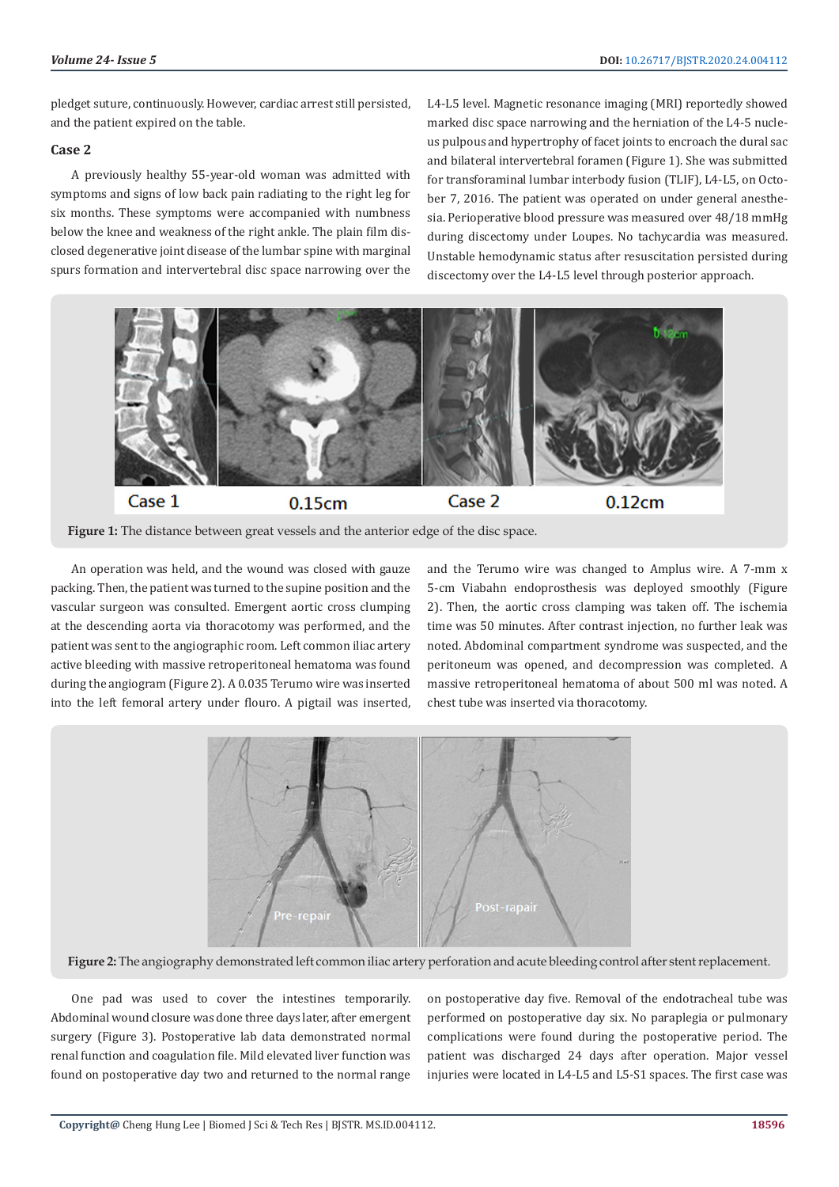pledget suture, continuously. However, cardiac arrest still persisted, and the patient expired on the table.

### Case 2

A previously healthy 55-year-old woman was admitted with symptoms and signs of low back pain radiating to the right leg for six months. These symptoms were accompanied with numbness below the knee and weakness of the right ankle. The plain film disclosed degenerative joint disease of the lumbar spine with marginal spurs formation and intervertebral disc space narrowing over the L4-L5 level. Magnetic resonance imaging (MRI) reportedly showed marked disc space narrowing and the herniation of the L4-5 nucleus pulpous and hypertrophy of facet joints to encroach the dural sac and bilateral intervertebral foramen (Figure 1). She was submitted for transforaminal lumbar interbody fusion (TLIF), L4-L5, on October 7, 2016. The patient was operated on under general anesthesia. Perioperative blood pressure was measured over 48/18 mmHg during discectomy under Loupes. No tachycardia was measured. Unstable hemodynamic status after resuscitation persisted during discectomy over the L4-L5 level through posterior approach.

**Figure 1:** The distance between great vessels and the anterior edge of the disc space.

An operation was held, and the wound was closed with gauze packing. Then, the patient was turned to the supine position and the vascular surgeon was consulted. Emergent aortic cross clumping at the descending aorta via thoracotomy was performed, and the patient was sent to the angiographic room. Left common iliac artery active bleeding with massive retroperitoneal hematoma was found during the angiogram (Figure 2). A 0.035 Terumo wire was inserted into the left femoral artery under flouro. A pigtail was inserted, and the Terumo wire was changed to Amplus wire. A 7-mm x 5-cm Viabahn endoprosthesis was deployed smoothly (Figure 2). Then, the aortic cross clamping was taken off. The ischemia time was 50 minutes. After contrast injection, no further leak was noted. Abdominal compartment syndrome was suspected, and the peritoneum was opened, and decompression was completed. A massive retroperitoneal hematoma of about 500 ml was noted. A chest tube was inserted via thoracotomy.

**Figure 2:** The angiography demonstrated left common iliac artery perforation and acute bleeding control after stent replacement.

One pad was used to cover the intestines temporarily. Abdominal wound closure was done three days later, after emergent surgery (Figure 3). Postoperative lab data demonstrated normal renal function and coagulation file. Mild elevated liver function was found on postoperative day two and returned to the normal range on postoperative day five. Removal of the endotracheal tube was performed on postoperative day six. No paraplegia or pulmonary complications were found during the postoperative period. The patient was discharged 24 days after operation. Major vessel injuries were located in L4-L5 and L5-S1 spaces. The first case was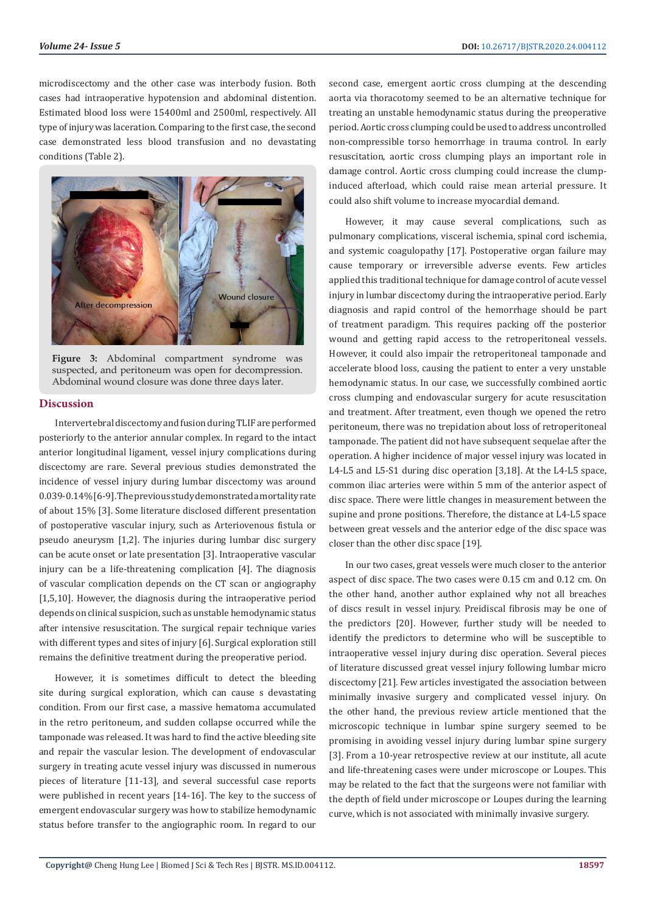microdiscectomy and the other case was interbody fusion. Both cases had intraoperative hypotension and abdominal distention. Estimated blood loss were 15400ml and 2500ml, respectively. All type of injury was laceration. Comparing to the first case, the second case demonstrated less blood transfusion and no devastating conditions (Table 2).

**Figure 3:** Abdominal compartment syndrome was suspected, and peritoneum was open for decompression. Abdominal wound closure was done three days later.

## Discussion

Intervertebral discectomy and fusion during TLIF are performed posteriorly to the anterior annular complex. In regard to the intact anterior longitudinal ligament, vessel injury complications during discectomy are rare. Several previous studies demonstrated the incidence of vessel injury during lumbar discectomy was around 0.039-0.14% [6-9]. The previous study demonstrated a mortality rate of about 15% [3]. Some literature disclosed different presentation of postoperative vascular injury, such as Arteriovenous fistula or pseudo aneurysm [1,2]. The injuries during lumbar disc surgery can be acute onset or late presentation [3]. Intraoperative vascular injury can be a life-threatening complication [4]. The diagnosis of vascular complication depends on the CT scan or angiography [1,5,10]. However, the diagnosis during the intraoperative period depends on clinical suspicion, such as unstable hemodynamic status after intensive resuscitation. The surgical repair technique varies with different types and sites of injury [6]. Surgical exploration still remains the definitive treatment during the preoperative period.

However, it is sometimes difficult to detect the bleeding site during surgical exploration, which can cause s devastating condition. From our first case, a massive hematoma accumulated in the retro peritoneum, and sudden collapse occurred while the tamponade was released. It was hard to find the active bleeding site and repair the vascular lesion. The development of endovascular surgery in treating acute vessel injury was discussed in numerous pieces of literature [11-13], and several successful case reports were published in recent years [14-16]. The key to the success of emergent endovascular surgery was how to stabilize hemodynamic status before transfer to the angiographic room. In regard to our second case, emergent aortic cross clumping at the descending aorta via thoracotomy seemed to be an alternative technique for treating an unstable hemodynamic status during the preoperative period. Aortic cross clumping could be used to address uncontrolled non-compressible torso hemorrhage in trauma control. In early resuscitation, aortic cross clumping plays an important role in damage control. Aortic cross clumping could increase the clump-induced afterload, which could raise mean arterial pressure. It could also shift volume to increase myocardial demand.

However, it may cause several complications, such as pulmonary complications, visceral ischemia, spinal cord ischemia, and systemic coagulopathy [17]. Postoperative organ failure may cause temporary or irreversible adverse events. Few articles applied this traditional technique for damage control of acute vessel injury in lumbar discectomy during the intraoperative period. Early diagnosis and rapid control of the hemorrhage should be part of treatment paradigm. This requires packing off the posterior wound and getting rapid access to the retroperitoneal vessels. However, it could also impair the retroperitoneal tamponade and accelerate blood loss, causing the patient to enter a very unstable hemodynamic status. In our case, we successfully combined aortic cross clumping and endovascular surgery for acute resuscitation and treatment. After treatment, even though we opened the retro peritoneum, there was no trepidation about loss of retroperitoneal tamponade. The patient did not have subsequent sequelae after the operation. A higher incidence of major vessel injury was located in L4-L5 and L5-S1 during disc operation [3,18]. At the L4-L5 space, common iliac arteries were within 5 mm of the anterior aspect of disc space. There were little changes in measurement between the supine and prone positions. Therefore, the distance at L4-L5 space between great vessels and the anterior edge of the disc space was closer than the other disc space [19].

In our two cases, great vessels were much closer to the anterior aspect of disc space. The two cases were 0.15 cm and 0.12 cm. On the other hand, another author explained why not all breaches of discs result in vessel injury. Preidiscal fibrosis may be one of the predictors [20]. However, further study will be needed to identify the predictors to determine who will be susceptible to intraoperative vessel injury during disc operation. Several pieces of literature discussed great vessel injury following lumbar micro discectomy [21]. Few articles investigated the association between minimally invasive surgery and complicated vessel injury. On the other hand, the previous review article mentioned that the microscopic technique in lumbar spine surgery seemed to be promising in avoiding vessel injury during lumbar spine surgery [3]. From a 10-year retrospective review at our institute, all acute and life-threatening cases were under microscope or Loupes. This may be related to the fact that the surgeons were not familiar with the depth of field under microscope or Loupes during the learning curve, which is not associated with minimally invasive surgery.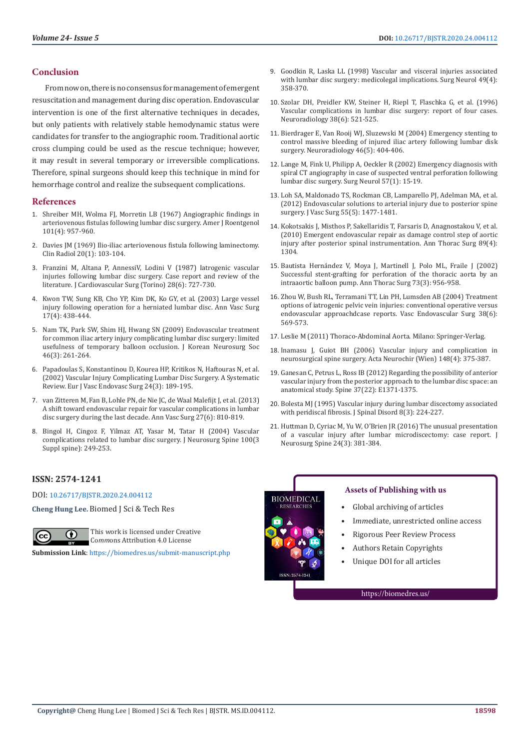## Conclusion

From now on, there is no consensus for management of emergent resuscitation and management during disc operation. Endovascular intervention is one of the first alternative techniques in decades, but only patients with relatively stable hemodynamic status were candidates for transfer to the angiographic room. Traditional aortic cross clumping could be used as the rescue technique; however, it may result in several temporary or irreversible complications. Therefore, spinal surgeons should keep this technique in mind for hemorrhage control and realize the subsequent complications.

## References

1. Shreiber MH, Wolma FJ, Morretin LB (1967) Angiographic findings in arteriovenous fistulas following lumbar disc surgery. Amer J Roentgenol 101(4): 957-960.
2. Davies JM (1969) Ilio-iliac arteriovenous fistula following laminectomy. Clin Radiol 20(1): 103-104.
3. Franzini M, Altana P, AnnessiV, Lodini V (1987) Iatrogenic vascular injuries following lumbar disc surgery. Case report and review of the literature. J Cardiovascular Surg (Torino) 28(6): 727-730.
4. Kwon TW, Sung KB, Cho YP, Kim DK, Ko GY, et al. (2003) Large vessel injury following operation for a herniated lumbar disc. Ann Vasc Surg 17(4): 438-444.
5. Nam TK, Park SW, Shim HJ, Hwang SN (2009) Endovascular treatment for common iliac artery injury complicating lumbar disc surgery: limited usefulness of temporary balloon occlusion. J Korean Neurosurg Soc 46(3): 261-264.
6. Papadoulas S, Konstantinou D, Kourea HP, Kritikos N, Haftouras N, et al. (2002) Vascular Injury Complicating Lumbar Disc Surgery. A Systematic Review. Eur J Vasc Endovasc Surg 24(3): 189-195.
7. van Zitteren M, Fan B, Lohle PN, de Nie JC, de Waal Malefijt J, et al. (2013) A shift toward endovascular repair for vascular complications in lumbar disc surgery during the last decade. Ann Vasc Surg 27(6): 810-819.
8. Bingol H, Cingoz F, Yilmaz AT, Yasar M, Tatar H (2004) Vascular complications related to lumbar disc surgery. J Neurosurg Spine 100(3 Suppl spine): 249-253.
9. Goodkin R, Laska LL (1998) Vascular and visceral injuries associated with lumbar disc surgery: medicolegal implications. Surg Neurol 49(4): 358-370.
10. Szolar DH, Preidler KW, Steiner H, Riepl T, Flaschka G, et al. (1996) Vascular complications in lumbar disc surgery: report of four cases. Neuroradiology 38(6): 521-525.
11. Bierdrager E, Van Rooij WJ, Sluzewski M (2004) Emergency stenting to control massive bleeding of injured iliac artery following lumbar disk surgery. Neuroradiology 46(5): 404-406.
12. Lange M, Fink U, Philipp A, Oeckler R (2002) Emergency diagnosis with spiral CT angiography in case of suspected ventral perforation following lumbar disc surgery. Surg Neurol 57(1): 15-19.
13. Loh SA, Maldonado TS, Rockman CB, Lamparello PJ, Adelman MA, et al. (2012) Endovascular solutions to arterial injury due to posterior spine surgery. J Vasc Surg 55(5): 1477-1481.
14. Kokotsakis J, Misthos P, Sakellaridis T, Farsaris D, Anagnostakou V, et al. (2010) Emergent endovascular repair as damage control step of aortic injury after posterior spinal instrumentation. Ann Thorac Surg 89(4): 1304.
15. Bautista Hernández V, Moya J, Martinell J, Polo ML, Fraile J (2002) Successful stent-grafting for perforation of the thoracic aorta by an intraaortic balloon pump. Ann Thorac Surg 73(3): 956-958.
16. Zhou W, Bush RL, Terramani TT, Lin PH, Lumsden AB (2004) Treatment options of iatrogenic pelvic vein injuries: conventional operative versus endovascular approachdcase reports. Vasc Endovascular Surg 38(6): 569-573.
17. Leslie M (2011) Thoraco-Abdominal Aorta. Milano: Springer-Verlag.
18. Inamasu J, Guiot BH (2006) Vascular injury and complication in neurosurgical spine surgery. Acta Neurochir (Wien) 148(4): 375-387.
19. Ganesan C, Petrus L, Ross IB (2012) Regarding the possibility of anterior vascular injury from the posterior approach to the lumbar disc space: an anatomical study. Spine 37(22): E1371-1375.
20. Bolesta MJ (1995) Vascular injury during lumbar discectomy associated with peridiscal fibrosis. J Spinal Disord 8(3): 224-227.
21. Huttman D, Cyriac M, Yu W, O'Brien JR (2016) The unusual presentation of a vascular injury after lumbar microdiscectomy: case report. J Neurosurg Spine 24(3): 381-384.

**ISSN: 2574-1241**

DOI: 10.26717/BJSTR.2020.24.004112

**Cheng Hung Lee.** Biomed J Sci & Tech Res

This work is licensed under Creative Commons Attribution 4.0 License

**Submission Link**: https://biomedres.us/submit-manuscript.php

**Assets of Publishing with us**

- Global archiving of articles
- Immediate, unrestricted online access
- Rigorous Peer Review Process
- Authors Retain Copyrights
- Unique DOI for all articles

https://biomedres.us/